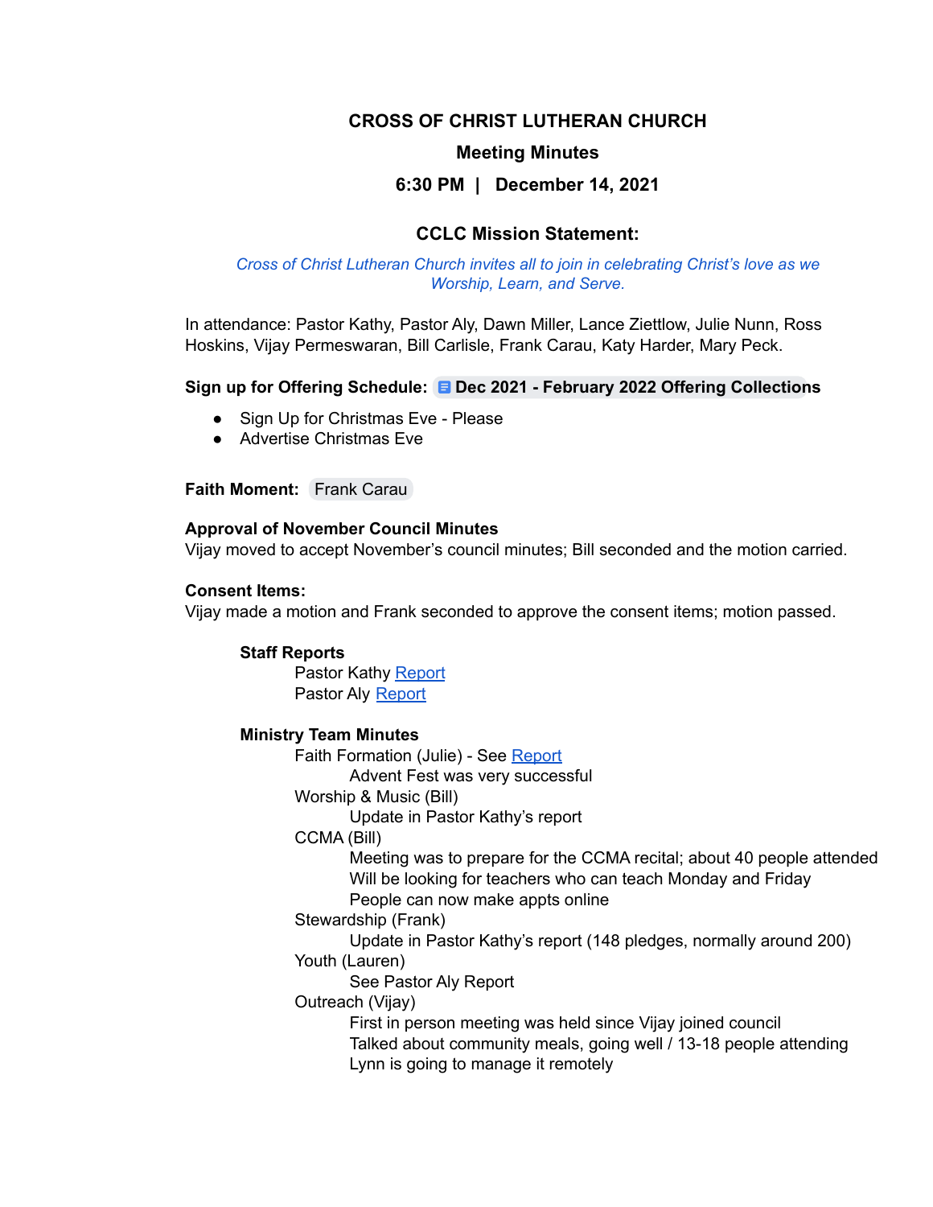**CROSS OF CHRIST LUTHERAN CHURCH**

**Meeting Minutes**

**6:30 PM | December 14, 2021**

**CCLC Mission Statement:**

*Cross of Christ Lutheran Church invites all to join in celebrating Christ's love as we Worship, Learn, and Serve.*

In attendance: Pastor Kathy, Pastor Aly, Dawn Miller, Lance Ziettlow, Julie Nunn, Ross Hoskins, Vijay Permeswaran, Bill Carlisle, Frank Carau, Katy Harder, Mary Peck.

**Sign up for Offering Schedule:** **Dec 2021 - February 2022 Offering Collections**

- Sign Up for Christmas Eve - Please
- Advertise Christmas Eve

**Faith Moment:** Frank Carau

**Approval of November Council Minutes**

Vijay moved to accept November's council minutes; Bill seconded and the motion carried.

**Consent Items:**

Vijay made a motion and Frank seconded to approve the consent items; motion passed.

**Staff Reports**

Pastor Kathy Report
Pastor Aly Report

**Ministry Team Minutes**

Faith Formation (Julie) - See Report
- Advent Fest was very successful

Worship & Music (Bill)
- Update in Pastor Kathy's report

CCMA (Bill)
- Meeting was to prepare for the CCMA recital; about 40 people attended
- Will be looking for teachers who can teach Monday and Friday
- People can now make appts online

Stewardship (Frank)
- Update in Pastor Kathy's report (148 pledges, normally around 200)

Youth (Lauren)
- See Pastor Aly Report

Outreach (Vijay)
- First in person meeting was held since Vijay joined council
- Talked about community meals, going well / 13-18 people attending
- Lynn is going to manage it remotely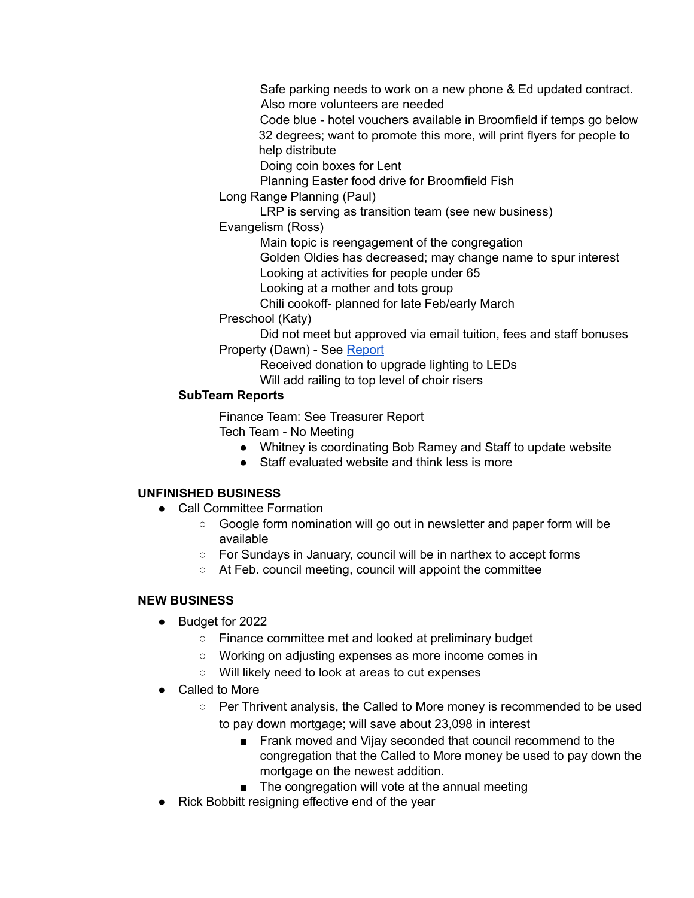Safe parking needs to work on a new phone & Ed updated contract. Also more volunteers are needed

Code blue - hotel vouchers available in Broomfield if temps go below 32 degrees; want to promote this more, will print flyers for people to help distribute

Doing coin boxes for Lent

Planning Easter food drive for Broomfield Fish

Long Range Planning (Paul)

- LRP is serving as transition team (see new business)

Evangelism (Ross)

- Main topic is reengagement of the congregation
- Golden Oldies has decreased; may change name to spur interest
- Looking at activities for people under 65
- Looking at a mother and tots group
- Chili cookoff- planned for late Feb/early March

Preschool (Katy)

- Did not meet but approved via email tuition, fees and staff bonuses

Property (Dawn) - See Report

- Received donation to upgrade lighting to LEDs
- Will add railing to top level of choir risers

**SubTeam Reports**

Finance Team: See Treasurer Report

Tech Team - No Meeting

- Whitney is coordinating Bob Ramey and Staff to update website
- Staff evaluated website and think less is more

**UNFINISHED BUSINESS**

- Call Committee Formation
  - Google form nomination will go out in newsletter and paper form will be available
  - For Sundays in January, council will be in narthex to accept forms
  - At Feb. council meeting, council will appoint the committee

**NEW BUSINESS**

- Budget for 2022
  - Finance committee met and looked at preliminary budget
  - Working on adjusting expenses as more income comes in
  - Will likely need to look at areas to cut expenses
- Called to More
  - Per Thrivent analysis, the Called to More money is recommended to be used to pay down mortgage; will save about 23,098 in interest
    - Frank moved and Vijay seconded that council recommend to the congregation that the Called to More money be used to pay down the mortgage on the newest addition.
    - The congregation will vote at the annual meeting
- Rick Bobbitt resigning effective end of the year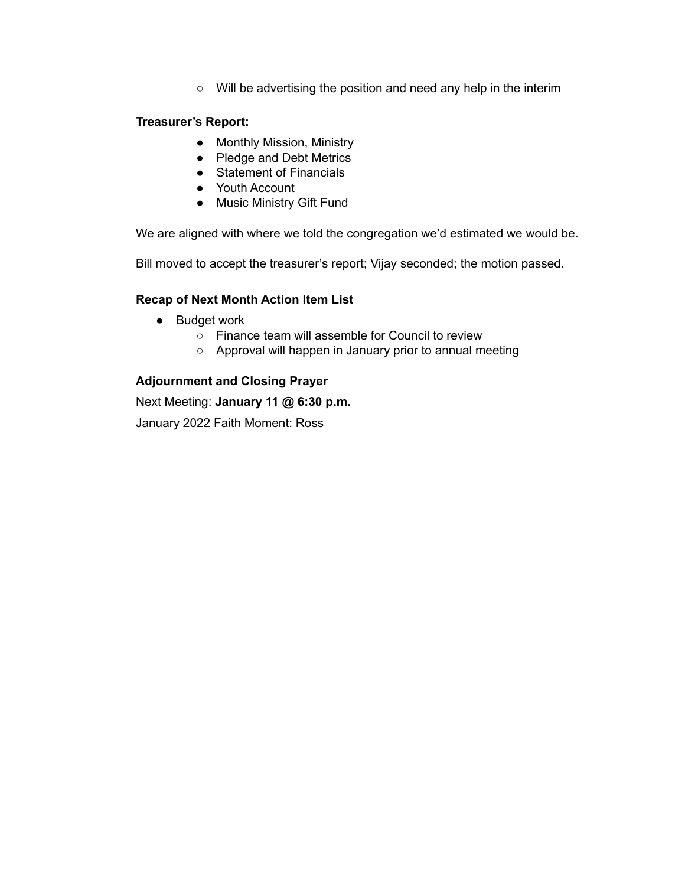- Will be advertising the position and need any help in the interim

**Treasurer's Report:**

- Monthly Mission, Ministry
- Pledge and Debt Metrics
- Statement of Financials
- Youth Account
- Music Ministry Gift Fund

We are aligned with where we told the congregation we'd estimated we would be.

Bill moved to accept the treasurer's report; Vijay seconded; the motion passed.

**Recap of Next Month Action Item List**

- Budget work
    - Finance team will assemble for Council to review
    - Approval will happen in January prior to annual meeting

**Adjournment and Closing Prayer**

Next Meeting: **January 11 @ 6:30 p.m.**

January 2022 Faith Moment: Ross